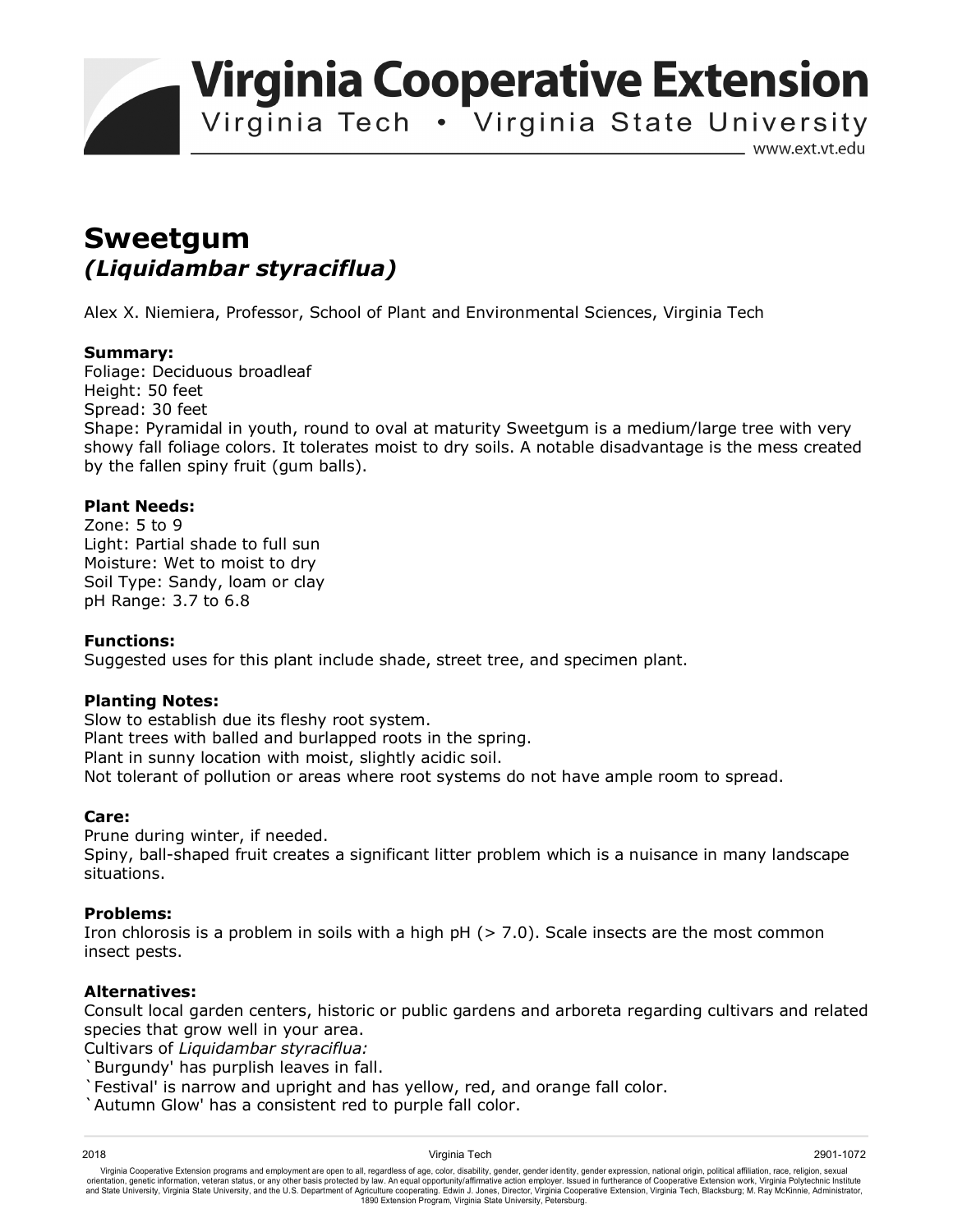# Virginia Cooperative Extension

Virginia Tech • Virginia State University

www.ext.vt.edu

## Sweetgum
### *(Liquidambar styraciflua)*

Alex X. Niemiera, Professor, School of Plant and Environmental Sciences, Virginia Tech

**Summary:**
Foliage: Deciduous broadleaf
Height: 50 feet
Spread: 30 feet
Shape: Pyramidal in youth, round to oval at maturity Sweetgum is a medium/large tree with very showy fall foliage colors. It tolerates moist to dry soils. A notable disadvantage is the mess created by the fallen spiny fruit (gum balls).

**Plant Needs:**
Zone: 5 to 9
Light: Partial shade to full sun
Moisture: Wet to moist to dry
Soil Type: Sandy, loam or clay
pH Range: 3.7 to 6.8

**Functions:**
Suggested uses for this plant include shade, street tree, and specimen plant.

**Planting Notes:**
Slow to establish due its fleshy root system.
Plant trees with balled and burlapped roots in the spring.
Plant in sunny location with moist, slightly acidic soil.
Not tolerant of pollution or areas where root systems do not have ample room to spread.

**Care:**
Prune during winter, if needed.
Spiny, ball-shaped fruit creates a significant litter problem which is a nuisance in many landscape situations.

**Problems:**
Iron chlorosis is a problem in soils with a high pH (> 7.0). Scale insects are the most common insect pests.

**Alternatives:**
Consult local garden centers, historic or public gardens and arboreta regarding cultivars and related species that grow well in your area.
Cultivars of *Liquidambar styraciflua:*
`Burgundy' has purplish leaves in fall.
`Festival' is narrow and upright and has yellow, red, and orange fall color.
`Autumn Glow' has a consistent red to purple fall color.

2018 Virginia Tech 2901-1072

Virginia Cooperative Extension programs and employment are open to all, regardless of age, color, disability, gender, gender identity, gender expression, national origin, political affiliation, race, religion, sexual orientation, genetic information, veteran status, or any other basis protected by law. An equal opportunity/affirmative action employer. Issued in furtherance of Cooperative Extension work, Virginia Polytechnic Institute and State University, Virginia State University, and the U.S. Department of Agriculture cooperating. Edwin J. Jones, Director, Virginia Cooperative Extension, Virginia Tech, Blacksburg; M. Ray McKinnie, Administrator, 1890 Extension Program, Virginia State University, Petersburg.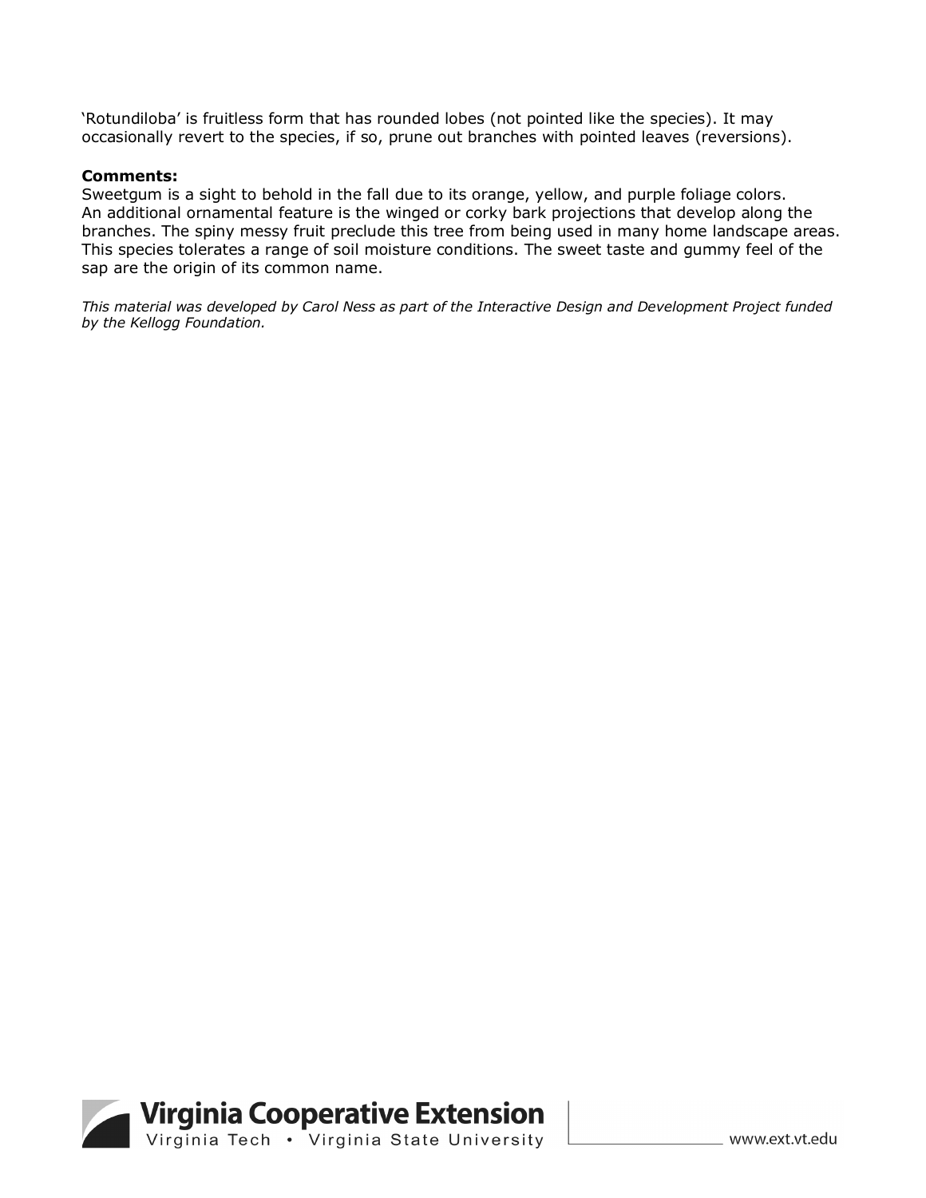'Rotundiloba' is fruitless form that has rounded lobes (not pointed like the species). It may occasionally revert to the species, if so, prune out branches with pointed leaves (reversions).

**Comments:**
Sweetgum is a sight to behold in the fall due to its orange, yellow, and purple foliage colors. An additional ornamental feature is the winged or corky bark projections that develop along the branches. The spiny messy fruit preclude this tree from being used in many home landscape areas. This species tolerates a range of soil moisture conditions. The sweet taste and gummy feel of the sap are the origin of its common name.

*This material was developed by Carol Ness as part of the Interactive Design and Development Project funded by the Kellogg Foundation.*

Virginia Cooperative Extension
Virginia Tech • Virginia State University

www.ext.vt.edu